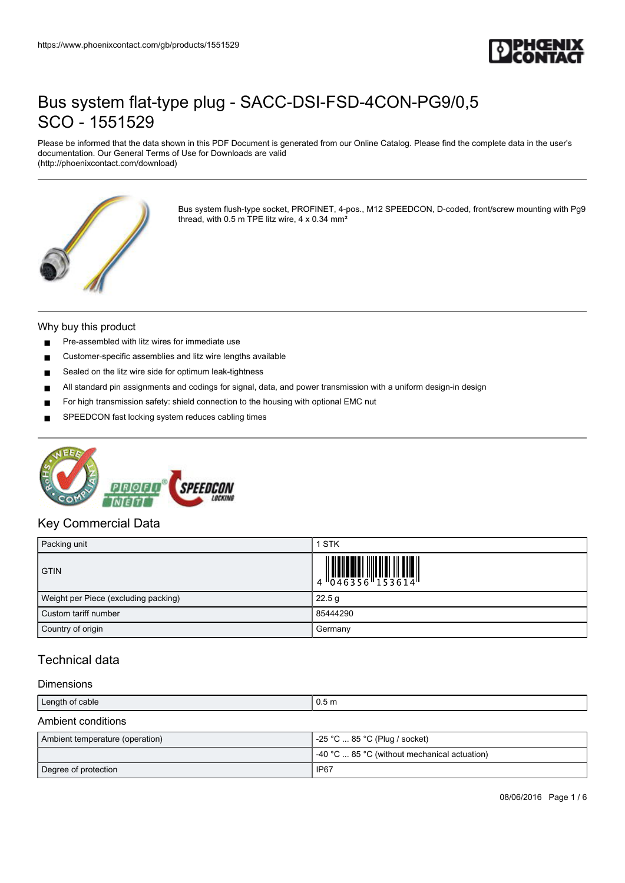# Bus system flat-type plug - SACC-DSI-FSD-4CON-PG9/0,5 SCO - 1551529

Please be informed that the data shown in this PDF Document is generated from our Online Catalog. Please find the complete data in the user's documentation. Our General Terms of Use for Downloads are valid (http://phoenixcontact.com/download)

Bus system flush-type socket, PROFINET, 4-pos., M12 SPEEDCON, D-coded, front/screw mounting with Pg9 thread, with 0.5 m TPE litz wire, 4 x 0.34 mm²

## Why buy this product

- Pre-assembled with litz wires for immediate use
- Customer-specific assemblies and litz wire lengths available
- Sealed on the litz wire side for optimum leak-tightness
- All standard pin assignments and codings for signal, data, and power transmission with a uniform design-in design
- For high transmission safety: shield connection to the housing with optional EMC nut
- SPEEDCON fast locking system reduces cabling times

## Key Commercial Data

| | |
|---|---|
| Packing unit | 1 STK |
| GTIN | 4 046356 153614 |
| Weight per Piece (excluding packing) | 22.5 g |
| Custom tariff number | 85444290 |
| Country of origin | Germany |

## Technical data

### Dimensions

| | |
|---|---|
| Length of cable | 0.5 m |

### Ambient conditions

| | |
|---|---|
| Ambient temperature (operation) | -25 °C ... 85 °C (Plug / socket) |
| | -40 °C ... 85 °C (without mechanical actuation) |
| Degree of protection | IP67 |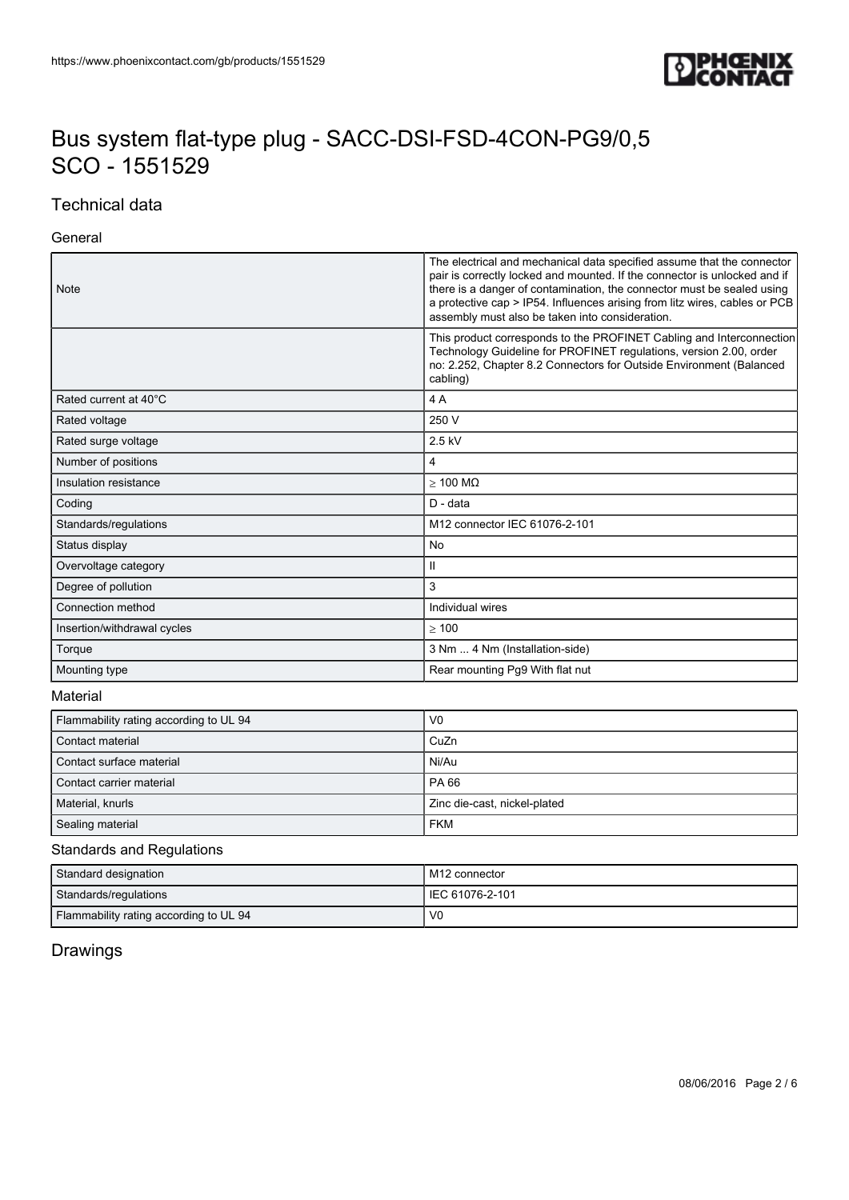# Bus system flat-type plug - SACC-DSI-FSD-4CON-PG9/0,5 SCO - 1551529

## Technical data

### General

| | |
|---|---|
| Note | The electrical and mechanical data specified assume that the connector pair is correctly locked and mounted. If the connector is unlocked and if there is a danger of contamination, the connector must be sealed using a protective cap > IP54. Influences arising from litz wires, cables or PCB assembly must also be taken into consideration. |
| | This product corresponds to the PROFINET Cabling and Interconnection Technology Guideline for PROFINET regulations, version 2.00, order no: 2.252, Chapter 8.2 Connectors for Outside Environment (Balanced cabling) |
| Rated current at 40°C | 4 A |
| Rated voltage | 250 V |
| Rated surge voltage | 2.5 kV |
| Number of positions | 4 |
| Insulation resistance | ≥ 100 MΩ |
| Coding | D - data |
| Standards/regulations | M12 connector IEC 61076-2-101 |
| Status display | No |
| Overvoltage category | II |
| Degree of pollution | 3 |
| Connection method | Individual wires |
| Insertion/withdrawal cycles | ≥ 100 |
| Torque | 3 Nm ... 4 Nm (Installation-side) |
| Mounting type | Rear mounting Pg9 With flat nut |

### Material

| | |
|---|---|
| Flammability rating according to UL 94 | V0 |
| Contact material | CuZn |
| Contact surface material | Ni/Au |
| Contact carrier material | PA 66 |
| Material, knurls | Zinc die-cast, nickel-plated |
| Sealing material | FKM |

### Standards and Regulations

| | |
|---|---|
| Standard designation | M12 connector |
| Standards/regulations | IEC 61076-2-101 |
| Flammability rating according to UL 94 | V0 |

## Drawings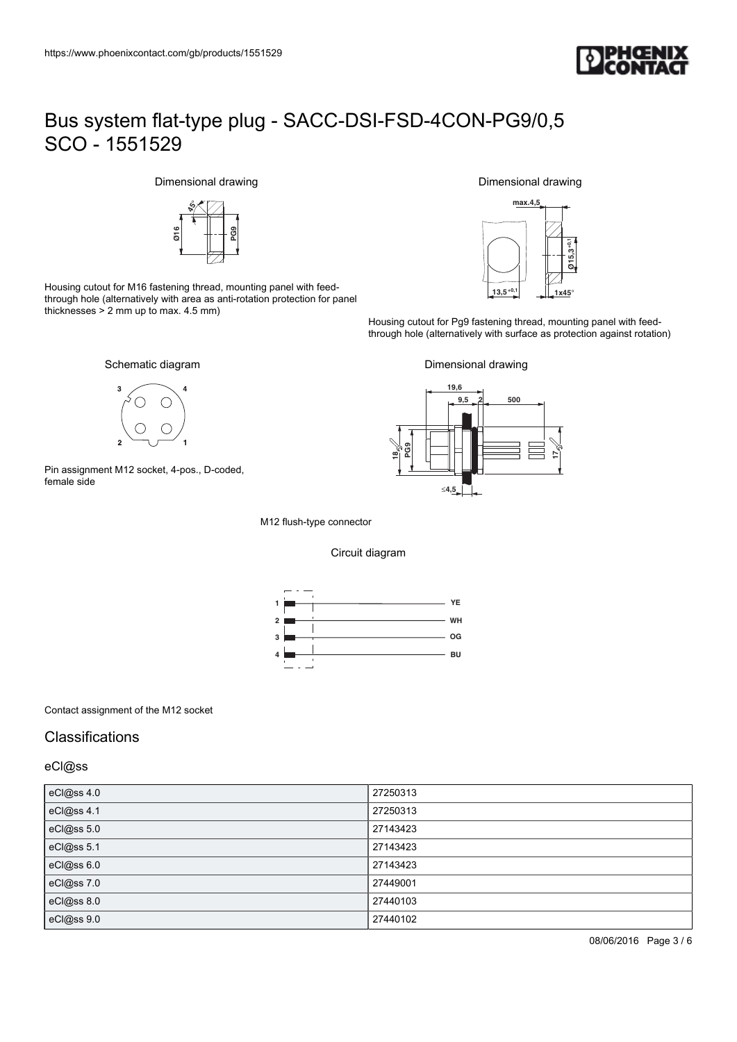# Bus system flat-type plug - SACC-DSI-FSD-4CON-PG9/0,5 SCO - 1551529

Dimensional drawing

45°
Ø16
PG9

Housing cutout for M16 fastening thread, mounting panel with feed-through hole (alternatively with area as anti-rotation protection for panel thicknesses > 2 mm up to max. 4.5 mm)

Dimensional drawing

max.4,5
Ø15,3 +0,1
13,5 +0,1
1x45°

Housing cutout for Pg9 fastening thread, mounting panel with feed-through hole (alternatively with surface as protection against rotation)

Schematic diagram

3
4
2
1

Pin assignment M12 socket, 4-pos., D-coded, female side

Dimensional drawing

19,6
9,5
2
500
18
PG9
17
≤4,5

M12 flush-type connector

Circuit diagram

1 YE
2 WH
3 OG
4 BU

Contact assignment of the M12 socket

## Classifications

### eCl@ss

| | |
|---|---|
| eCl@ss 4.0 | 27250313 |
| eCl@ss 4.1 | 27250313 |
| eCl@ss 5.0 | 27143423 |
| eCl@ss 5.1 | 27143423 |
| eCl@ss 6.0 | 27143423 |
| eCl@ss 7.0 | 27449001 |
| eCl@ss 8.0 | 27440103 |
| eCl@ss 9.0 | 27440102 |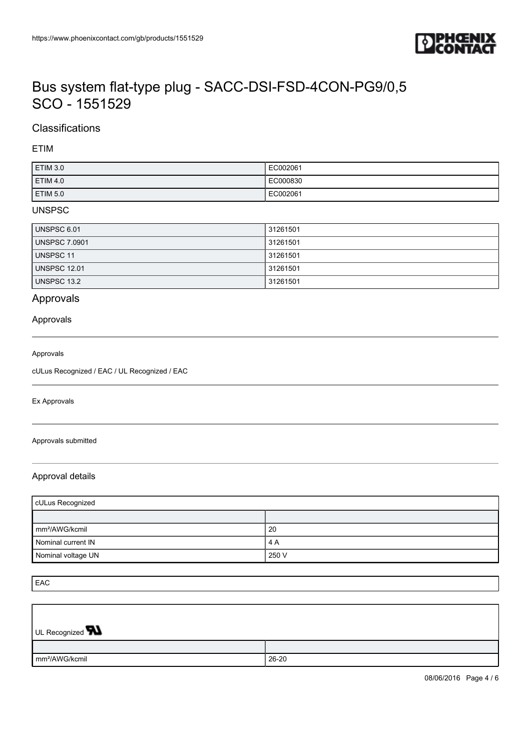# Bus system flat-type plug - SACC-DSI-FSD-4CON-PG9/0,5 SCO - 1551529

## Classifications

### ETIM

| | |
|---|---|
| ETIM 3.0 | EC002061 |
| ETIM 4.0 | EC000830 |
| ETIM 5.0 | EC002061 |

### UNSPSC

| | |
|---|---|
| UNSPSC 6.01 | 31261501 |
| UNSPSC 7.0901 | 31261501 |
| UNSPSC 11 | 31261501 |
| UNSPSC 12.01 | 31261501 |
| UNSPSC 13.2 | 31261501 |

## Approvals

### Approvals

Approvals

cULus Recognized / EAC / UL Recognized / EAC

Ex Approvals

Approvals submitted

### Approval details

| cULus Recognized | |
|---|---|
| | |
| mm²/AWG/kcmil | 20 |
| Nominal current IN | 4 A |
| Nominal voltage UN | 250 V |

| EAC |
|---|

| UL Recognized | |
|---|---|
| | |
| mm²/AWG/kcmil | 26-20 |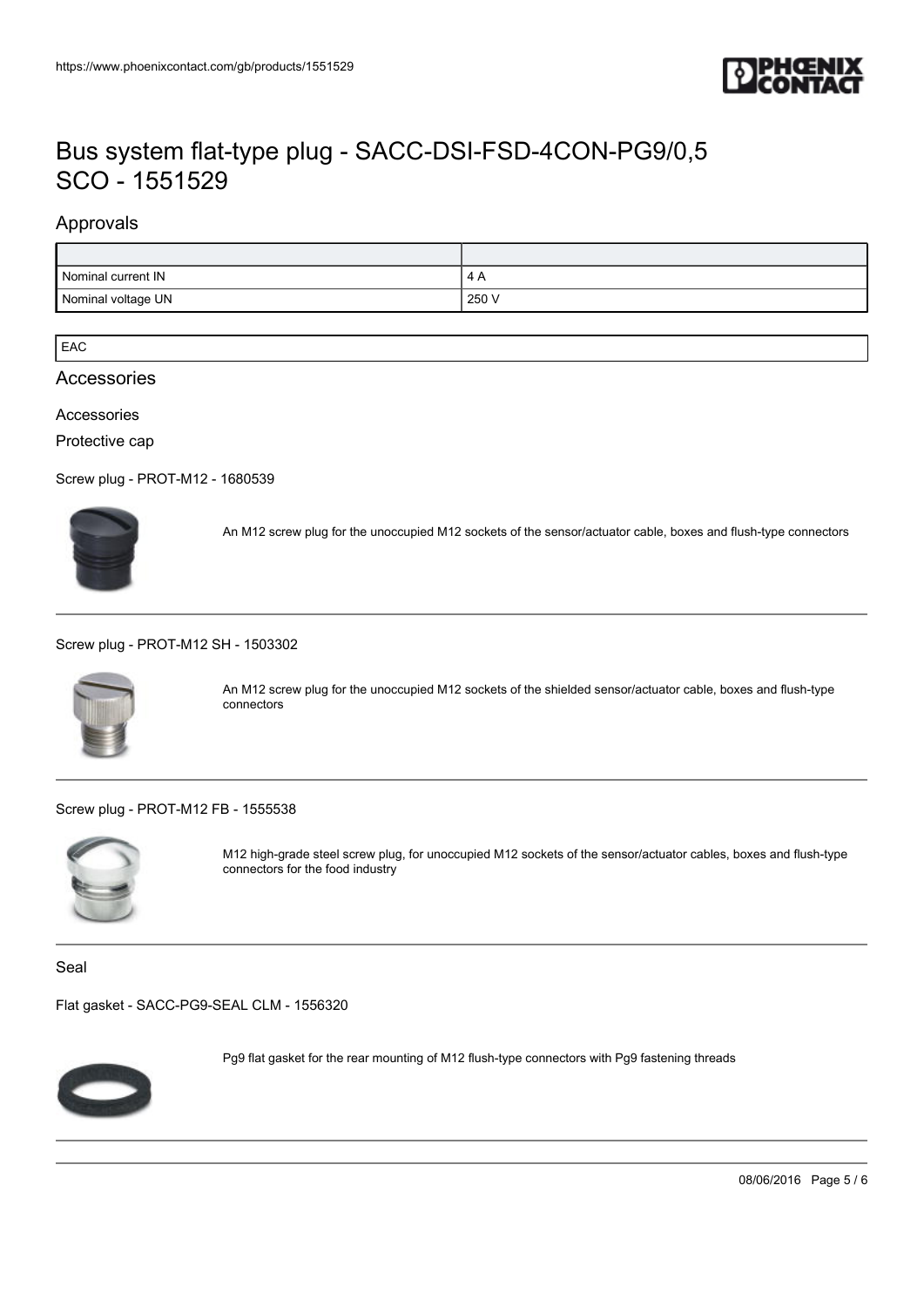# Bus system flat-type plug - SACC-DSI-FSD-4CON-PG9/0,5 SCO - 1551529

## Approvals

| | |
|---|---|
| Nominal current IN | 4 A |
| Nominal voltage UN | 250 V |

| EAC |
|---|

## Accessories

Accessories

Protective cap

Screw plug - PROT-M12 - 1680539

An M12 screw plug for the unoccupied M12 sockets of the sensor/actuator cable, boxes and flush-type connectors

---

Screw plug - PROT-M12 SH - 1503302

An M12 screw plug for the unoccupied M12 sockets of the shielded sensor/actuator cable, boxes and flush-type connectors

---

Screw plug - PROT-M12 FB - 1555538

M12 high-grade steel screw plug, for unoccupied M12 sockets of the sensor/actuator cables, boxes and flush-type connectors for the food industry

---

Seal

Flat gasket - SACC-PG9-SEAL CLM - 1556320

Pg9 flat gasket for the rear mounting of M12 flush-type connectors with Pg9 fastening threads

---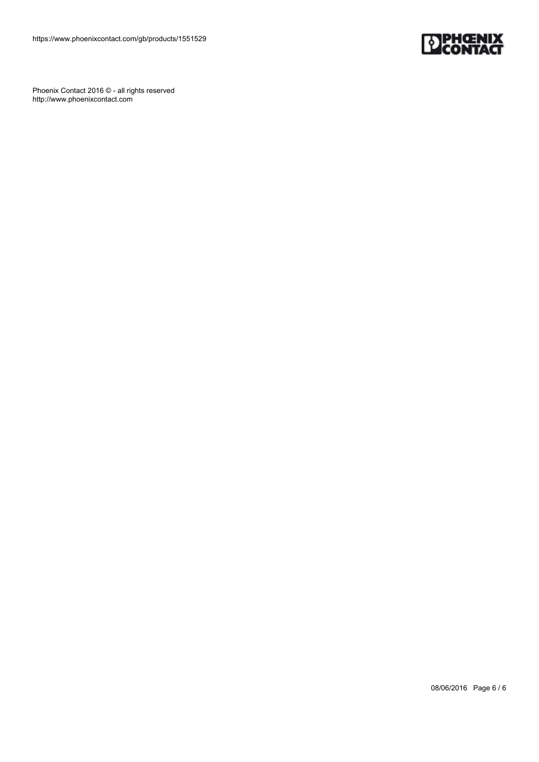Phoenix Contact 2016 © - all rights reserved
http://www.phoenixcontact.com